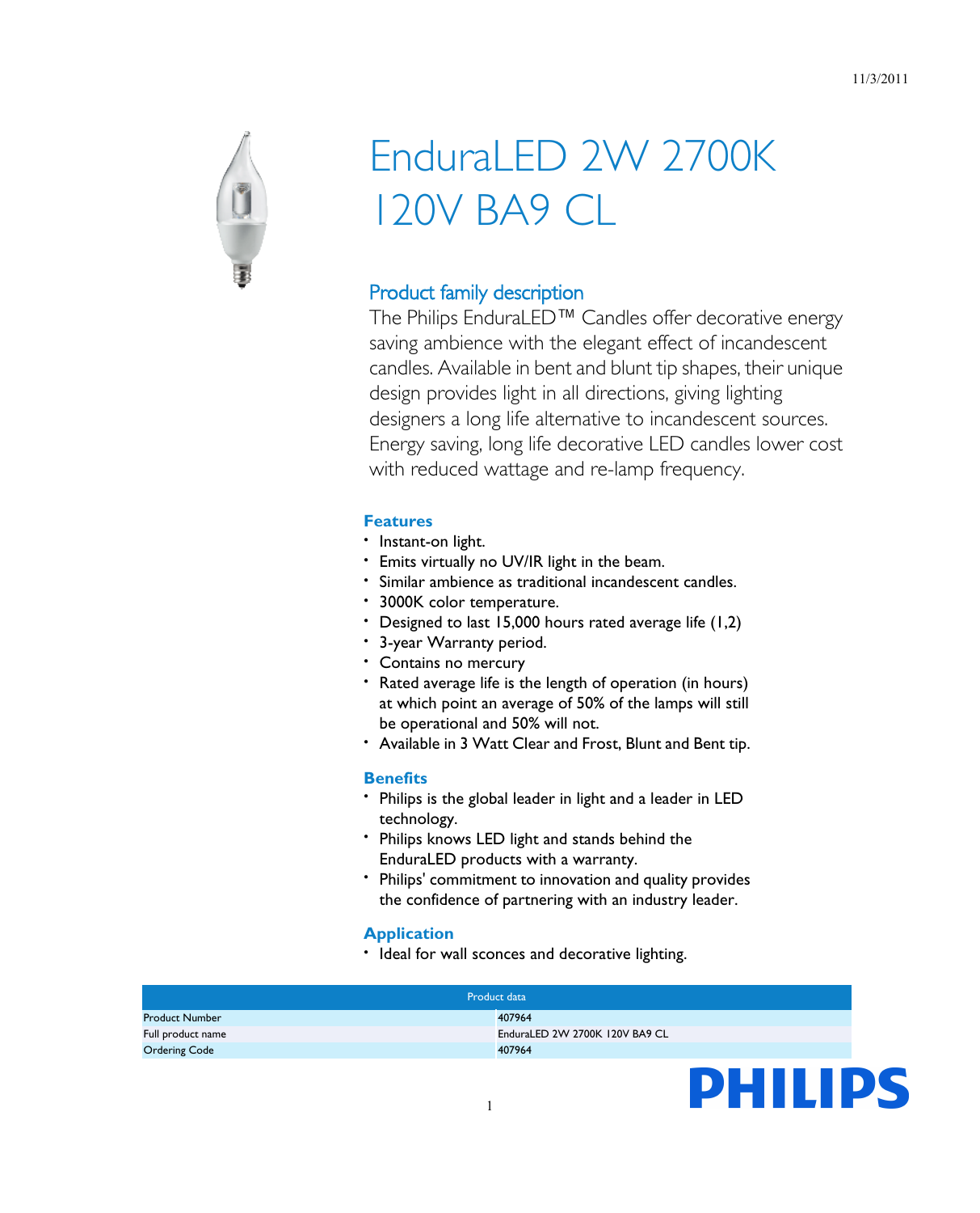11/3/2011

# EnduraLED 2W 2700K 120V BA9 CL

## Product family description

The Philips EnduraLED™ Candles offer decorative energy saving ambience with the elegant effect of incandescent candles. Available in bent and blunt tip shapes, their unique design provides light in all directions, giving lighting designers a long life alternative to incandescent sources. Energy saving, long life decorative LED candles lower cost with reduced wattage and re-lamp frequency.

### Features

- Instant-on light.
- Emits virtually no UV/IR light in the beam.
- Similar ambience as traditional incandescent candles.
- 3000K color temperature.
- Designed to last 15,000 hours rated average life (1,2)
- 3-year Warranty period.
- Contains no mercury
- Rated average life is the length of operation (in hours) at which point an average of 50% of the lamps will still be operational and 50% will not.
- Available in 3 Watt Clear and Frost, Blunt and Bent tip.

### Benefits

- Philips is the global leader in light and a leader in LED technology.
- Philips knows LED light and stands behind the EnduraLED products with a warranty.
- Philips' commitment to innovation and quality provides the confidence of partnering with an industry leader.

### Application

- Ideal for wall sconces and decorative lighting.

| Product data | |
|---|---|
| Product Number | 407964 |
| Full product name | EnduraLED 2W 2700K 120V BA9 CL |
| Ordering Code | 407964 |

PHILIPS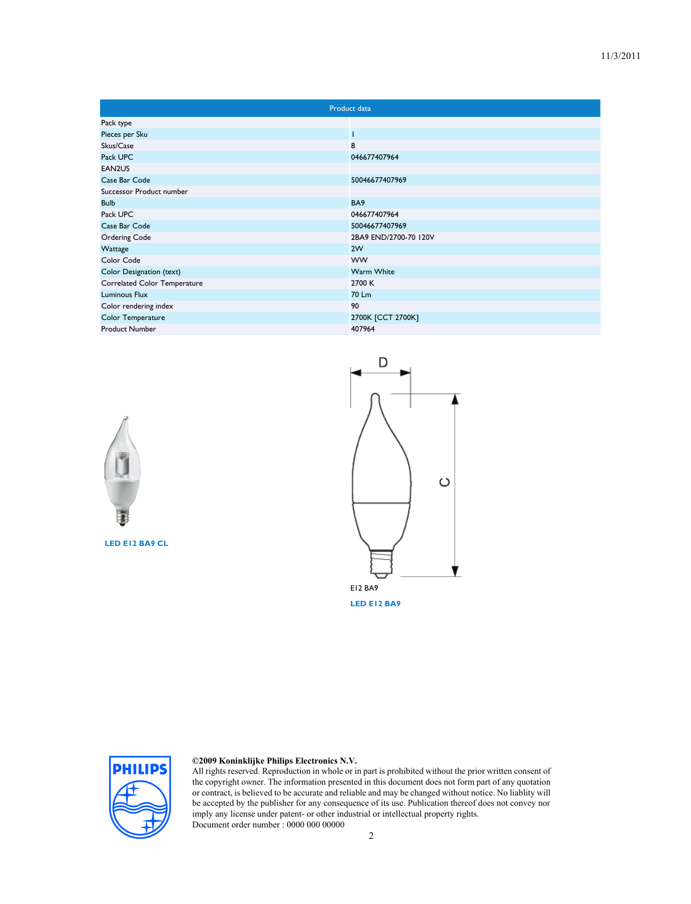| Product data | |
|---|---|
| Pack type | |
| Pieces per Sku | 1 |
| Skus/Case | 8 |
| Pack UPC | 046677407964 |
| EAN2US | |
| Case Bar Code | 50046677407969 |
| Successor Product number | |
| Bulb | BA9 |
| Pack UPC | 046677407964 |
| Case Bar Code | 50046677407969 |
| Ordering Code | 2BA9 END/2700-70 120V |
| Wattage | 2W |
| Color Code | WW |
| Color Designation (text) | Warm White |
| Correlated Color Temperature | 2700 K |
| Luminous Flux | 70 Lm |
| Color rendering index | 90 |
| Color Temperature | 2700K [CCT 2700K] |
| Product Number | 407964 |

**LED E12 BA9 CL**

D

C

E12 BA9

**LED E12 BA9**

**©2009 Koninklijke Philips Electronics N.V.**
All rights reserved. Reproduction in whole or in part is prohibited without the prior written consent of the copyright owner. The information presented in this document does not form part of any quotation or contract, is believed to be accurate and reliable and may be changed without notice. No liablity will be accepted by the publisher for any consequence of its use. Publication thereof does not convey nor imply any license under patent- or other industrial or intellectual property rights.
Document order number : 0000 000 00000